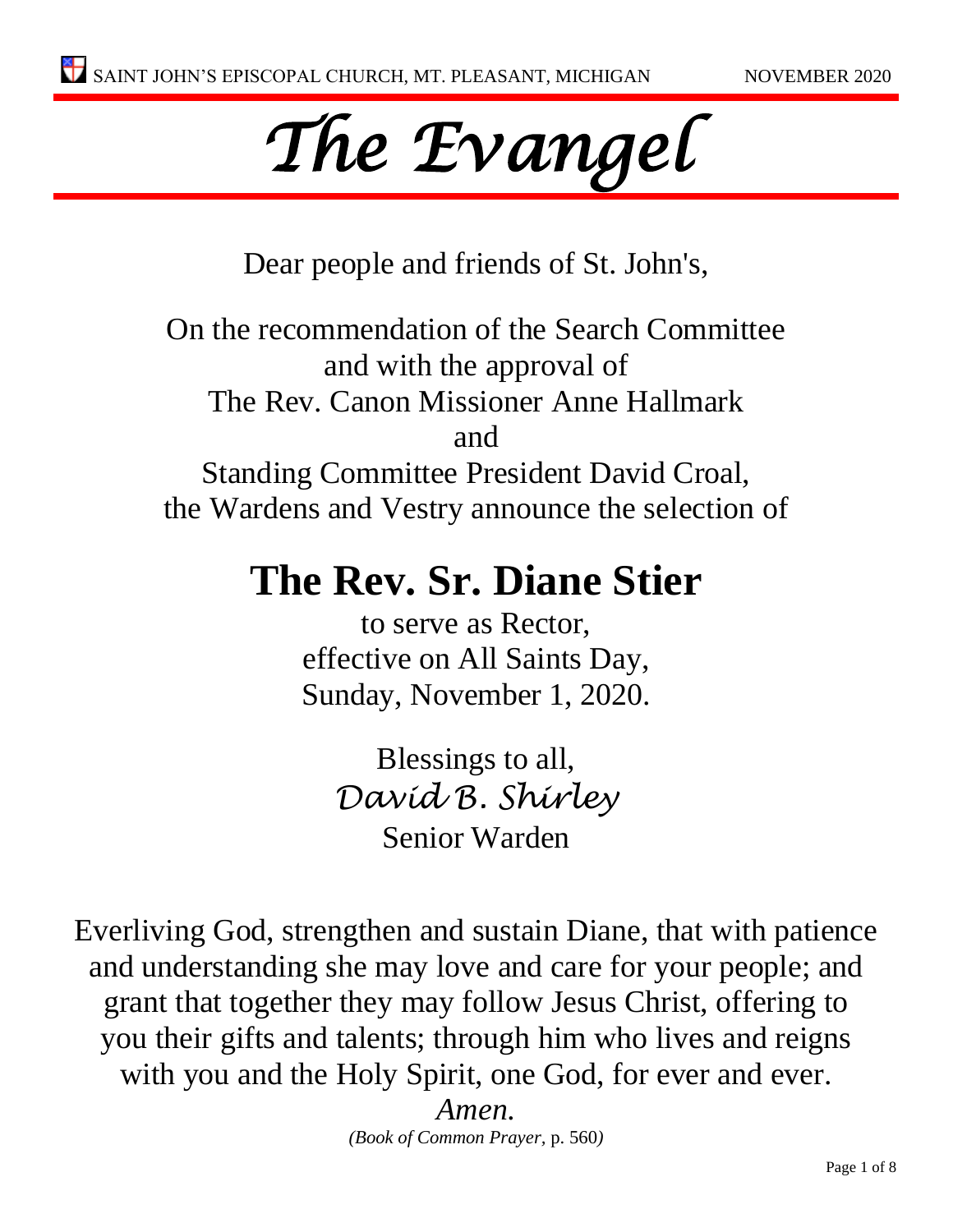# The Evangel

Dear people and friends of St. John's,

On the recommendation of the Search Committee
and with the approval of
The Rev. Canon Missioner Anne Hallmark
and
Standing Committee President David Croal,
the Wardens and Vestry announce the selection of

## The Rev. Sr. Diane Stier

to serve as Rector,
effective on All Saints Day,
Sunday, November 1, 2020.

Blessings to all,
*David B. Shirley*
Senior Warden

Everliving God, strengthen and sustain Diane, that with patience and understanding she may love and care for your people; and grant that together they may follow Jesus Christ, offering to you their gifts and talents; through him who lives and reigns with you and the Holy Spirit, one God, for ever and ever.
*Amen.*
*(Book of Common Prayer,* p. 560*)*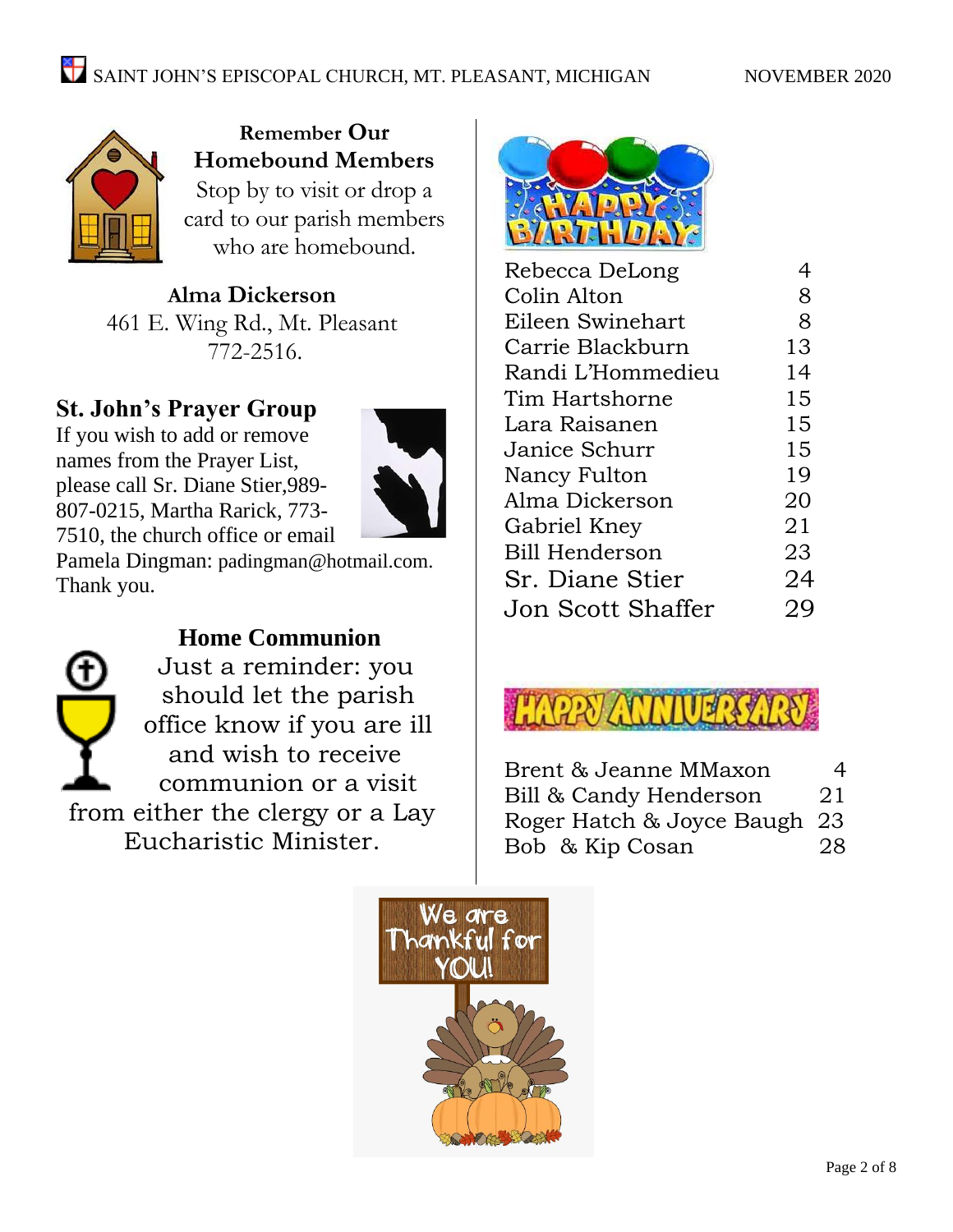## Remember Our Homebound Members

Stop by to visit or drop a card to our parish members who are homebound.

**Alma Dickerson**
461 E. Wing Rd., Mt. Pleasant
772-2516.

## St. John's Prayer Group

If you wish to add or remove names from the Prayer List, please call Sr. Diane Stier,989-807-0215, Martha Rarick, 773-7510, the church office or email Pamela Dingman: padingman@hotmail.com. Thank you.

## Home Communion

Just a reminder: you should let the parish office know if you are ill and wish to receive communion or a visit from either the clergy or a Lay Eucharistic Minister.

## HAPPY BIRTHDAY

| Name | Date |
|---|---|
| Rebecca DeLong | 4 |
| Colin Alton | 8 |
| Eileen Swinehart | 8 |
| Carrie Blackburn | 13 |
| Randi L'Hommedieu | 14 |
| Tim Hartshorne | 15 |
| Lara Raisanen | 15 |
| Janice Schurr | 15 |
| Nancy Fulton | 19 |
| Alma Dickerson | 20 |
| Gabriel Kney | 21 |
| Bill Henderson | 23 |
| Sr. Diane Stier | 24 |
| Jon Scott Shaffer | 29 |

## HAPPY ANNIVERSARY

| Names | Date |
|---|---|
| Brent & Jeanne MMaxon | 4 |
| Bill & Candy Henderson | 21 |
| Roger Hatch & Joyce Baugh | 23 |
| Bob & Kip Cosan | 28 |

We are Thankful for YOU!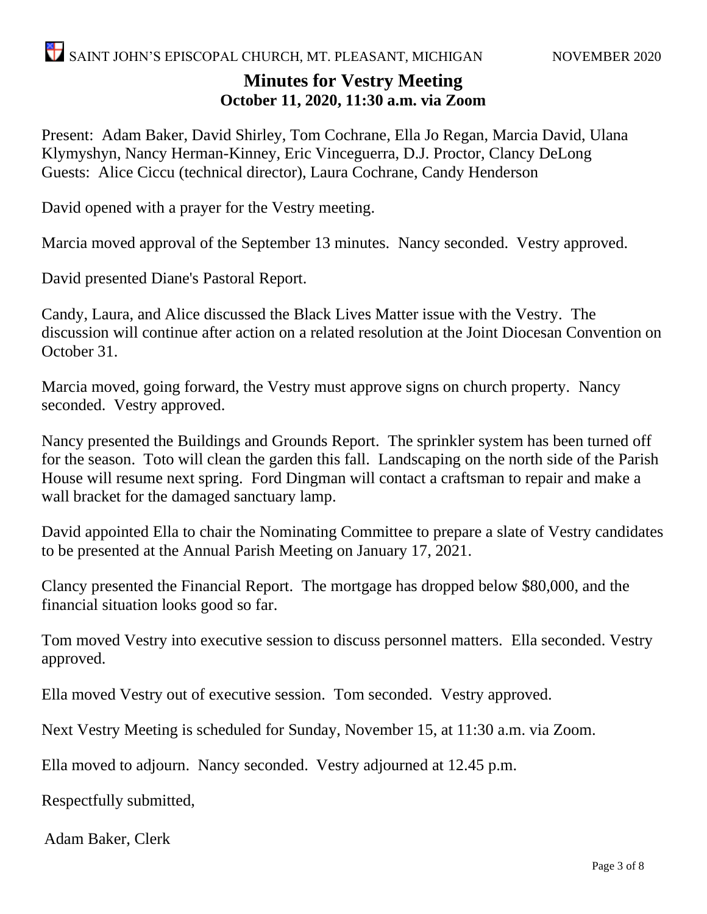## Minutes for Vestry Meeting

**October 11, 2020, 11:30 a.m. via Zoom**

Present: Adam Baker, David Shirley, Tom Cochrane, Ella Jo Regan, Marcia David, Ulana Klymyshyn, Nancy Herman-Kinney, Eric Vinceguerra, D.J. Proctor, Clancy DeLong
Guests: Alice Ciccu (technical director), Laura Cochrane, Candy Henderson

David opened with a prayer for the Vestry meeting.

Marcia moved approval of the September 13 minutes. Nancy seconded. Vestry approved.

David presented Diane's Pastoral Report.

Candy, Laura, and Alice discussed the Black Lives Matter issue with the Vestry. The discussion will continue after action on a related resolution at the Joint Diocesan Convention on October 31.

Marcia moved, going forward, the Vestry must approve signs on church property. Nancy seconded. Vestry approved.

Nancy presented the Buildings and Grounds Report. The sprinkler system has been turned off for the season. Toto will clean the garden this fall. Landscaping on the north side of the Parish House will resume next spring. Ford Dingman will contact a craftsman to repair and make a wall bracket for the damaged sanctuary lamp.

David appointed Ella to chair the Nominating Committee to prepare a slate of Vestry candidates to be presented at the Annual Parish Meeting on January 17, 2021.

Clancy presented the Financial Report. The mortgage has dropped below $80,000, and the financial situation looks good so far.

Tom moved Vestry into executive session to discuss personnel matters. Ella seconded. Vestry approved.

Ella moved Vestry out of executive session. Tom seconded. Vestry approved.

Next Vestry Meeting is scheduled for Sunday, November 15, at 11:30 a.m. via Zoom.

Ella moved to adjourn. Nancy seconded. Vestry adjourned at 12.45 p.m.

Respectfully submitted,

Adam Baker, Clerk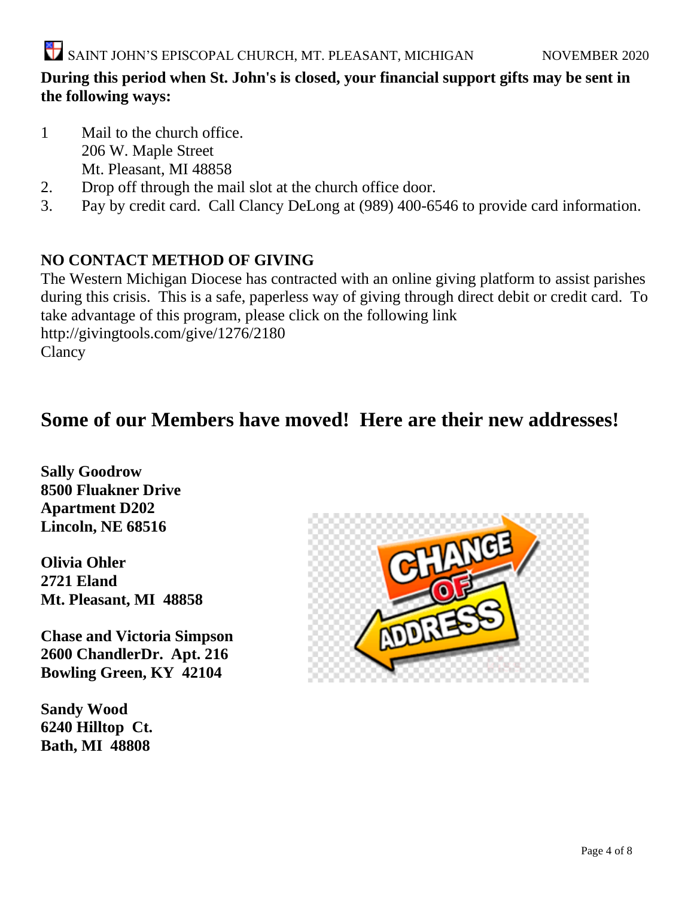**During this period when St. John's is closed, your financial support gifts may be sent in the following ways:**

1. Mail to the church office.
   206 W. Maple Street
   Mt. Pleasant, MI 48858
2. Drop off through the mail slot at the church office door.
3. Pay by credit card. Call Clancy DeLong at (989) 400-6546 to provide card information.

**NO CONTACT METHOD OF GIVING**

The Western Michigan Diocese has contracted with an online giving platform to assist parishes during this crisis. This is a safe, paperless way of giving through direct debit or credit card. To take advantage of this program, please click on the following link
http://givingtools.com/give/1276/2180
Clancy

## Some of our Members have moved! Here are their new addresses!

**Sally Goodrow**
**8500 Fluakner Drive**
**Apartment D202**
**Lincoln, NE 68516**

**Olivia Ohler**
**2721 Eland**
**Mt. Pleasant, MI 48858**

**Chase and Victoria Simpson**
**2600 ChandlerDr. Apt. 216**
**Bowling Green, KY 42104**

**Sandy Wood**
**6240 Hilltop Ct.**
**Bath, MI 48808**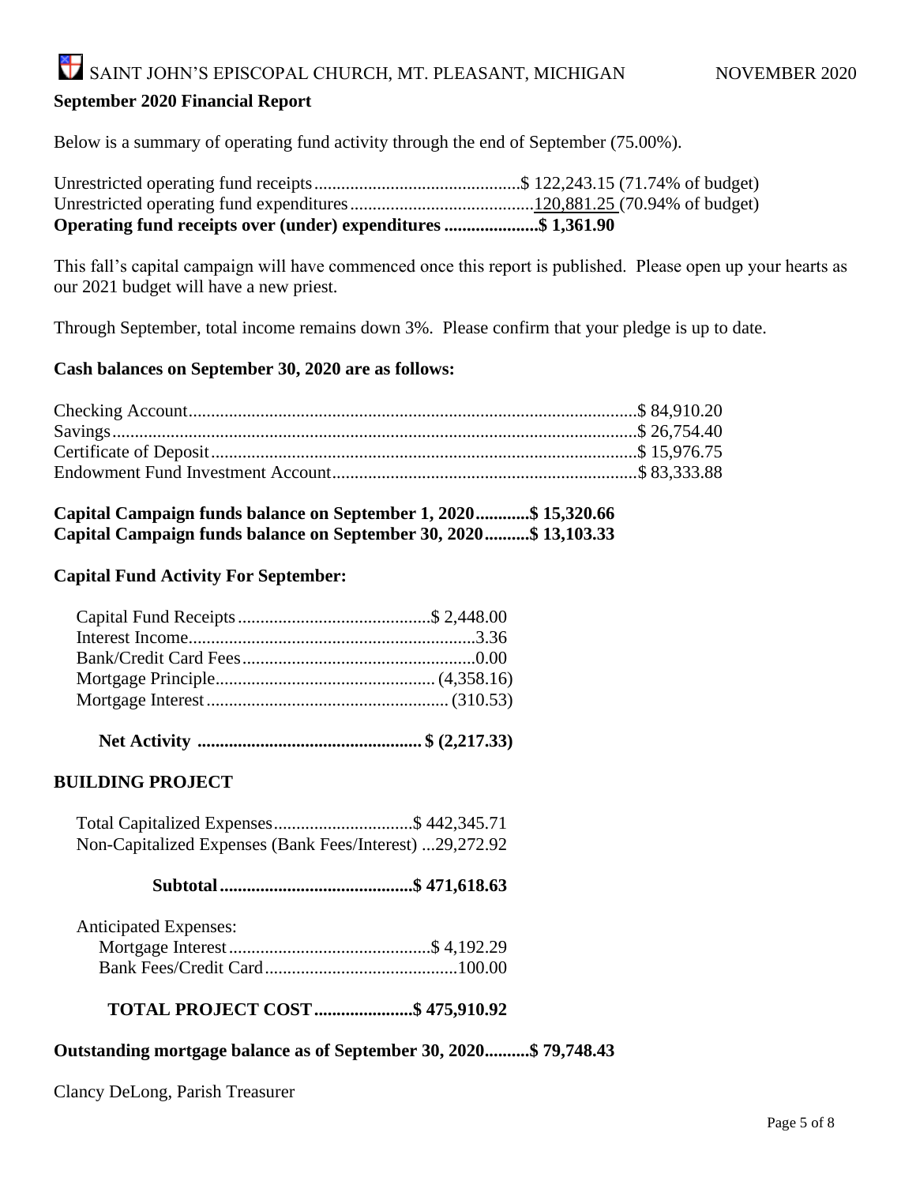## September 2020 Financial Report

Below is a summary of operating fund activity through the end of September (75.00%).

| | | |
|---|---|---|
| Unrestricted operating fund receipts | $ 122,243.15 | (71.74% of budget) |
| Unrestricted operating fund expenditures | 120,881.25 | (70.94% of budget) |
| **Operating fund receipts over (under) expenditures** | **$ 1,361.90** | |

This fall's capital campaign will have commenced once this report is published. Please open up your hearts as our 2021 budget will have a new priest.

Through September, total income remains down 3%. Please confirm that your pledge is up to date.

**Cash balances on September 30, 2020 are as follows:**

| | |
|---|---|
| Checking Account | $ 84,910.20 |
| Savings | $ 26,754.40 |
| Certificate of Deposit | $ 15,976.75 |
| Endowment Fund Investment Account | $ 83,333.88 |

**Capital Campaign funds balance on September 1, 2020............$ 15,320.66**
**Capital Campaign funds balance on September 30, 2020..........$ 13,103.33**

**Capital Fund Activity For September:**

| | |
|---|---|
| Capital Fund Receipts | $ 2,448.00 |
| Interest Income | 3.36 |
| Bank/Credit Card Fees | 0.00 |
| Mortgage Principle | (4,358.16) |
| Mortgage Interest | (310.53) |
| **Net Activity** | **$ (2,217.33)** |

### BUILDING PROJECT

| | |
|---|---|
| Total Capitalized Expenses | $ 442,345.71 |
| Non-Capitalized Expenses (Bank Fees/Interest) | 29,272.92 |
| **Subtotal** | **$ 471,618.63** |
| Anticipated Expenses: | |
| Mortgage Interest | $ 4,192.29 |
| Bank Fees/Credit Card | 100.00 |
| **TOTAL PROJECT COST** | **$ 475,910.92** |

**Outstanding mortgage balance as of September 30, 2020..........$ 79,748.43**

Clancy DeLong, Parish Treasurer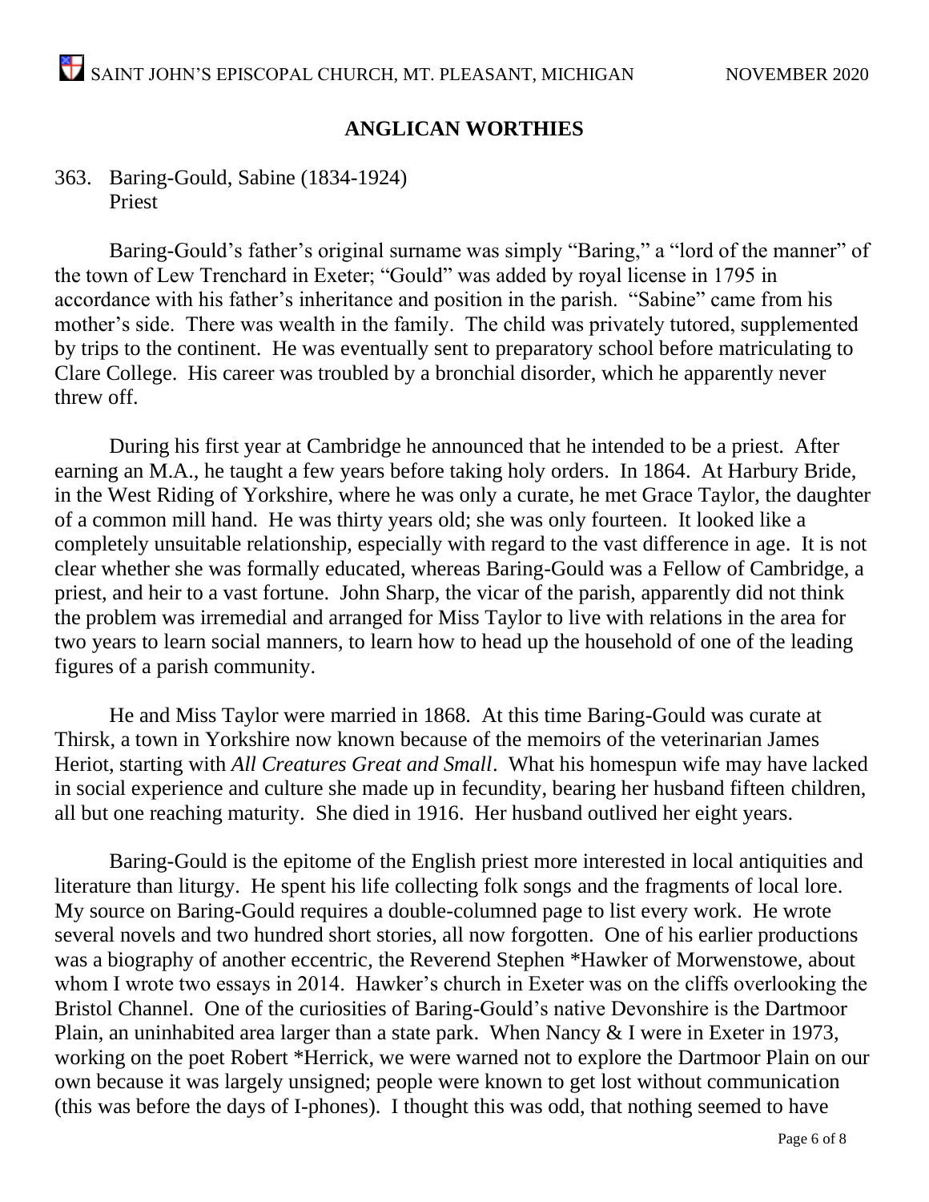## ANGLICAN WORTHIES

363. Baring-Gould, Sabine (1834-1924)
     Priest

Baring-Gould's father's original surname was simply "Baring," a "lord of the manner" of the town of Lew Trenchard in Exeter; "Gould" was added by royal license in 1795 in accordance with his father's inheritance and position in the parish. "Sabine" came from his mother's side. There was wealth in the family. The child was privately tutored, supplemented by trips to the continent. He was eventually sent to preparatory school before matriculating to Clare College. His career was troubled by a bronchial disorder, which he apparently never threw off.

During his first year at Cambridge he announced that he intended to be a priest. After earning an M.A., he taught a few years before taking holy orders. In 1864. At Harbury Bride, in the West Riding of Yorkshire, where he was only a curate, he met Grace Taylor, the daughter of a common mill hand. He was thirty years old; she was only fourteen. It looked like a completely unsuitable relationship, especially with regard to the vast difference in age. It is not clear whether she was formally educated, whereas Baring-Gould was a Fellow of Cambridge, a priest, and heir to a vast fortune. John Sharp, the vicar of the parish, apparently did not think the problem was irremedial and arranged for Miss Taylor to live with relations in the area for two years to learn social manners, to learn how to head up the household of one of the leading figures of a parish community.

He and Miss Taylor were married in 1868. At this time Baring-Gould was curate at Thirsk, a town in Yorkshire now known because of the memoirs of the veterinarian James Heriot, starting with *All Creatures Great and Small*. What his homespun wife may have lacked in social experience and culture she made up in fecundity, bearing her husband fifteen children, all but one reaching maturity. She died in 1916. Her husband outlived her eight years.

Baring-Gould is the epitome of the English priest more interested in local antiquities and literature than liturgy. He spent his life collecting folk songs and the fragments of local lore. My source on Baring-Gould requires a double-columned page to list every work. He wrote several novels and two hundred short stories, all now forgotten. One of his earlier productions was a biography of another eccentric, the Reverend Stephen *Hawker of Morwenstowe, about whom I wrote two essays in 2014. Hawker's church in Exeter was on the cliffs overlooking the Bristol Channel. One of the curiosities of Baring-Gould's native Devonshire is the Dartmoor Plain, an uninhabited area larger than a state park. When Nancy & I were in Exeter in 1973, working on the poet Robert *Herrick, we were warned not to explore the Dartmoor Plain on our own because it was largely unsigned; people were known to get lost without communication (this was before the days of I-phones). I thought this was odd, that nothing seemed to have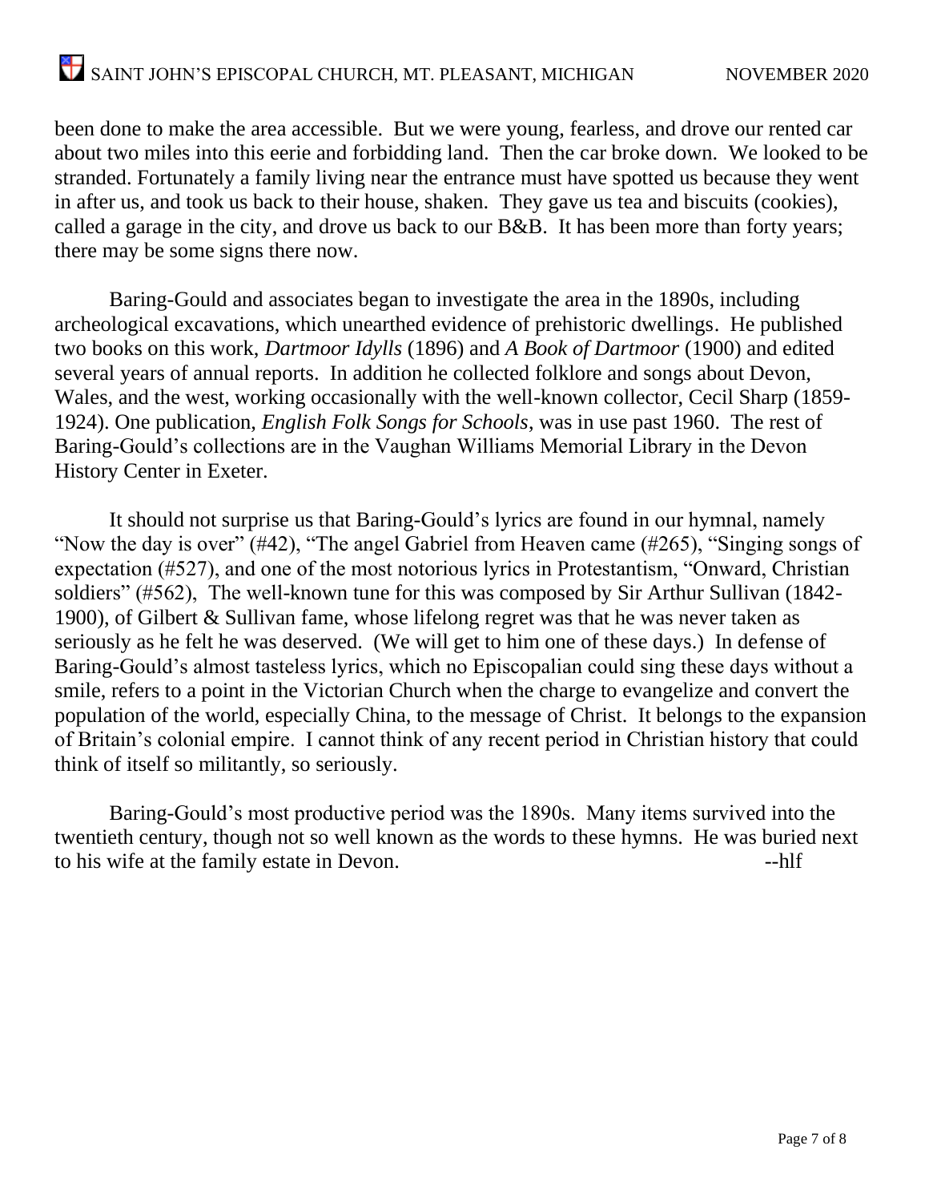been done to make the area accessible. But we were young, fearless, and drove our rented car about two miles into this eerie and forbidding land. Then the car broke down. We looked to be stranded. Fortunately a family living near the entrance must have spotted us because they went in after us, and took us back to their house, shaken. They gave us tea and biscuits (cookies), called a garage in the city, and drove us back to our B&B. It has been more than forty years; there may be some signs there now.

Baring-Gould and associates began to investigate the area in the 1890s, including archeological excavations, which unearthed evidence of prehistoric dwellings. He published two books on this work, *Dartmoor Idylls* (1896) and *A Book of Dartmoor* (1900) and edited several years of annual reports. In addition he collected folklore and songs about Devon, Wales, and the west, working occasionally with the well-known collector, Cecil Sharp (1859-1924). One publication, *English Folk Songs for Schools*, was in use past 1960. The rest of Baring-Gould's collections are in the Vaughan Williams Memorial Library in the Devon History Center in Exeter.

It should not surprise us that Baring-Gould's lyrics are found in our hymnal, namely "Now the day is over" (#42), "The angel Gabriel from Heaven came (#265), "Singing songs of expectation (#527), and one of the most notorious lyrics in Protestantism, "Onward, Christian soldiers" (#562), The well-known tune for this was composed by Sir Arthur Sullivan (1842-1900), of Gilbert & Sullivan fame, whose lifelong regret was that he was never taken as seriously as he felt he was deserved. (We will get to him one of these days.) In defense of Baring-Gould's almost tasteless lyrics, which no Episcopalian could sing these days without a smile, refers to a point in the Victorian Church when the charge to evangelize and convert the population of the world, especially China, to the message of Christ. It belongs to the expansion of Britain's colonial empire. I cannot think of any recent period in Christian history that could think of itself so militantly, so seriously.

Baring-Gould's most productive period was the 1890s. Many items survived into the twentieth century, though not so well known as the words to these hymns. He was buried next to his wife at the family estate in Devon. --hlf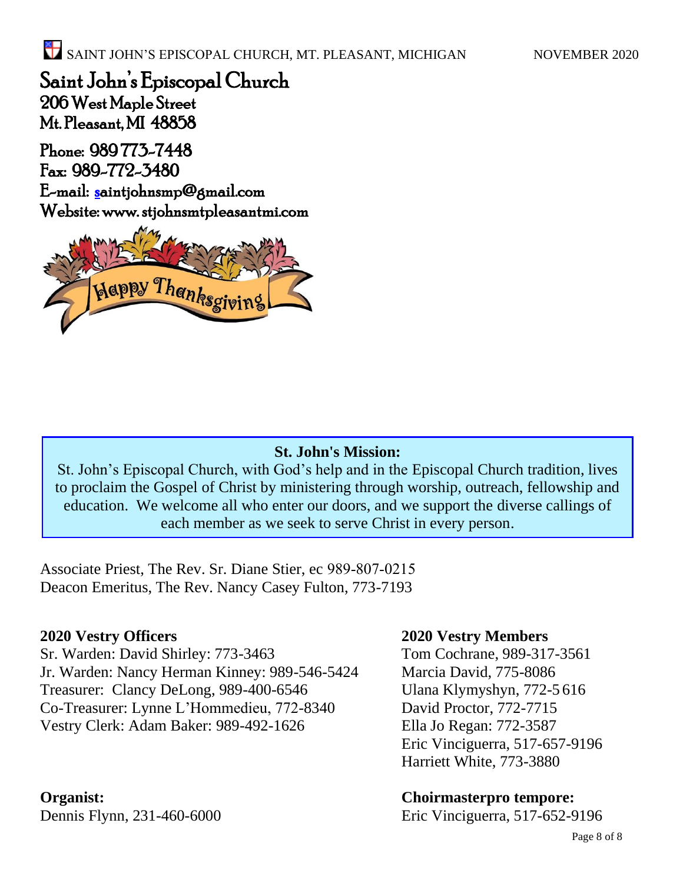# Saint John's Episcopal Church

206 West Maple Street
Mt. Pleasant, MI 48858

Phone: 989 773-7448
Fax: 989-772-3480
E-mail: saintjohnsmp@gmail.com
Website: www. stjohnsmtpleasantmi.com

Happy Thanksgiving

**St. John's Mission:**

St. John's Episcopal Church, with God's help and in the Episcopal Church tradition, lives to proclaim the Gospel of Christ by ministering through worship, outreach, fellowship and education. We welcome all who enter our doors, and we support the diverse callings of each member as we seek to serve Christ in every person.

Associate Priest, The Rev. Sr. Diane Stier, ec 989-807-0215
Deacon Emeritus, The Rev. Nancy Casey Fulton, 773-7193

**2020 Vestry Officers**

Sr. Warden: David Shirley: 773-3463
Jr. Warden: Nancy Herman Kinney: 989-546-5424
Treasurer: Clancy DeLong, 989-400-6546
Co-Treasurer: Lynne L'Hommedieu, 772-8340
Vestry Clerk: Adam Baker: 989-492-1626

**2020 Vestry Members**

Tom Cochrane, 989-317-3561
Marcia David, 775-8086
Ulana Klymyshyn, 772-5 616
David Proctor, 772-7715
Ella Jo Regan: 772-3587
Eric Vinciguerra, 517-657-9196
Harriett White, 773-3880

**Organist:**

Dennis Flynn, 231-460-6000

**Choirmasterpro tempore:**

Eric Vinciguerra, 517-652-9196